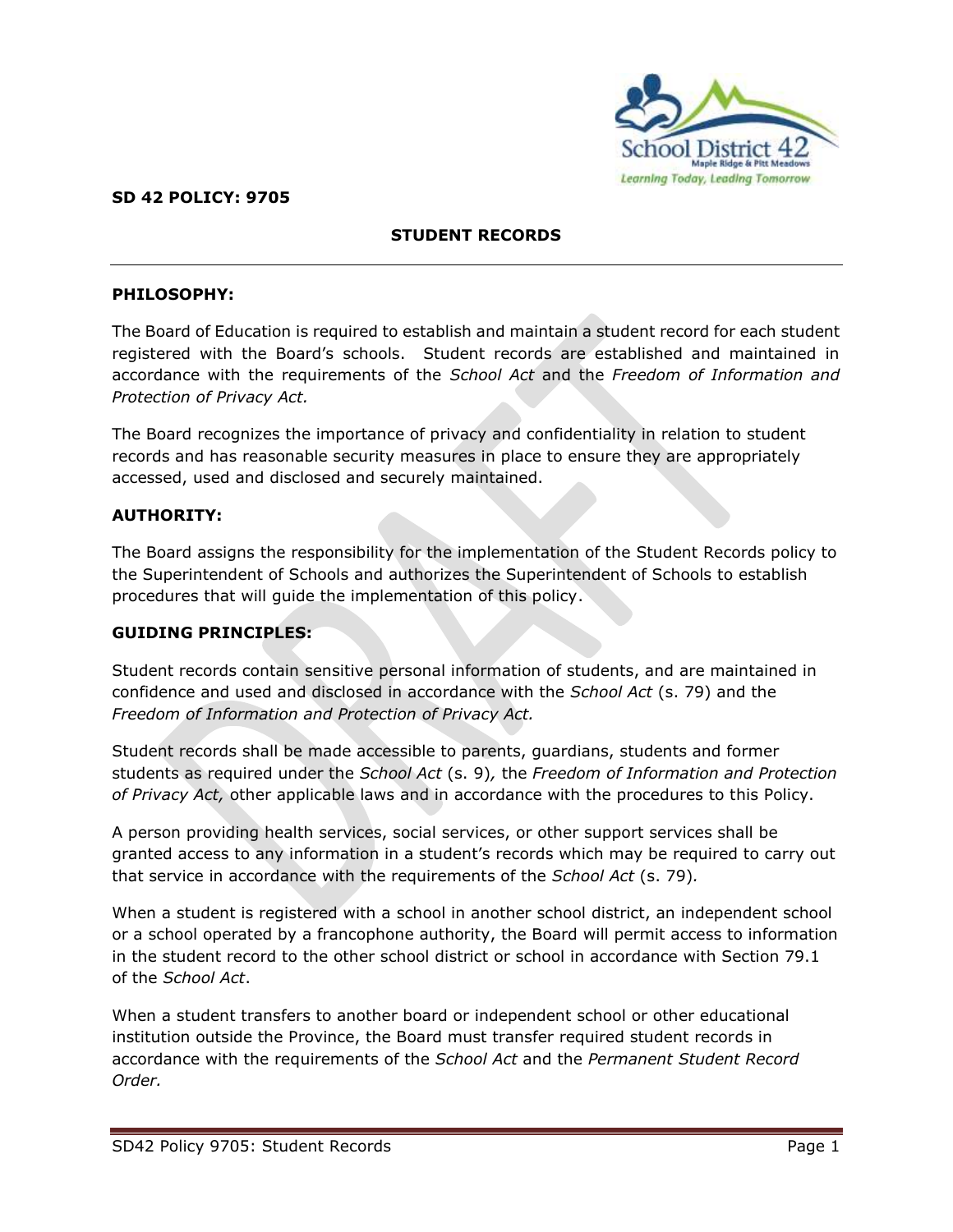**SD 42 POLICY: 9705**

# STUDENT RECORDS

## PHILOSOPHY:

The Board of Education is required to establish and maintain a student record for each student registered with the Board's schools. Student records are established and maintained in accordance with the requirements of the *School Act* and the *Freedom of Information and Protection of Privacy Act.*

The Board recognizes the importance of privacy and confidentiality in relation to student records and has reasonable security measures in place to ensure they are appropriately accessed, used and disclosed and securely maintained.

## AUTHORITY:

The Board assigns the responsibility for the implementation of the Student Records policy to the Superintendent of Schools and authorizes the Superintendent of Schools to establish procedures that will guide the implementation of this policy.

## GUIDING PRINCIPLES:

Student records contain sensitive personal information of students, and are maintained in confidence and used and disclosed in accordance with the *School Act* (s. 79) and the *Freedom of Information and Protection of Privacy Act.*

Student records shall be made accessible to parents, guardians, students and former students as required under the *School Act* (s. 9), the *Freedom of Information and Protection of Privacy Act,* other applicable laws and in accordance with the procedures to this Policy.

A person providing health services, social services, or other support services shall be granted access to any information in a student's records which may be required to carry out that service in accordance with the requirements of the *School Act* (s. 79).

When a student is registered with a school in another school district, an independent school or a school operated by a francophone authority, the Board will permit access to information in the student record to the other school district or school in accordance with Section 79.1 of the *School Act*.

When a student transfers to another board or independent school or other educational institution outside the Province, the Board must transfer required student records in accordance with the requirements of the *School Act* and the *Permanent Student Record Order.*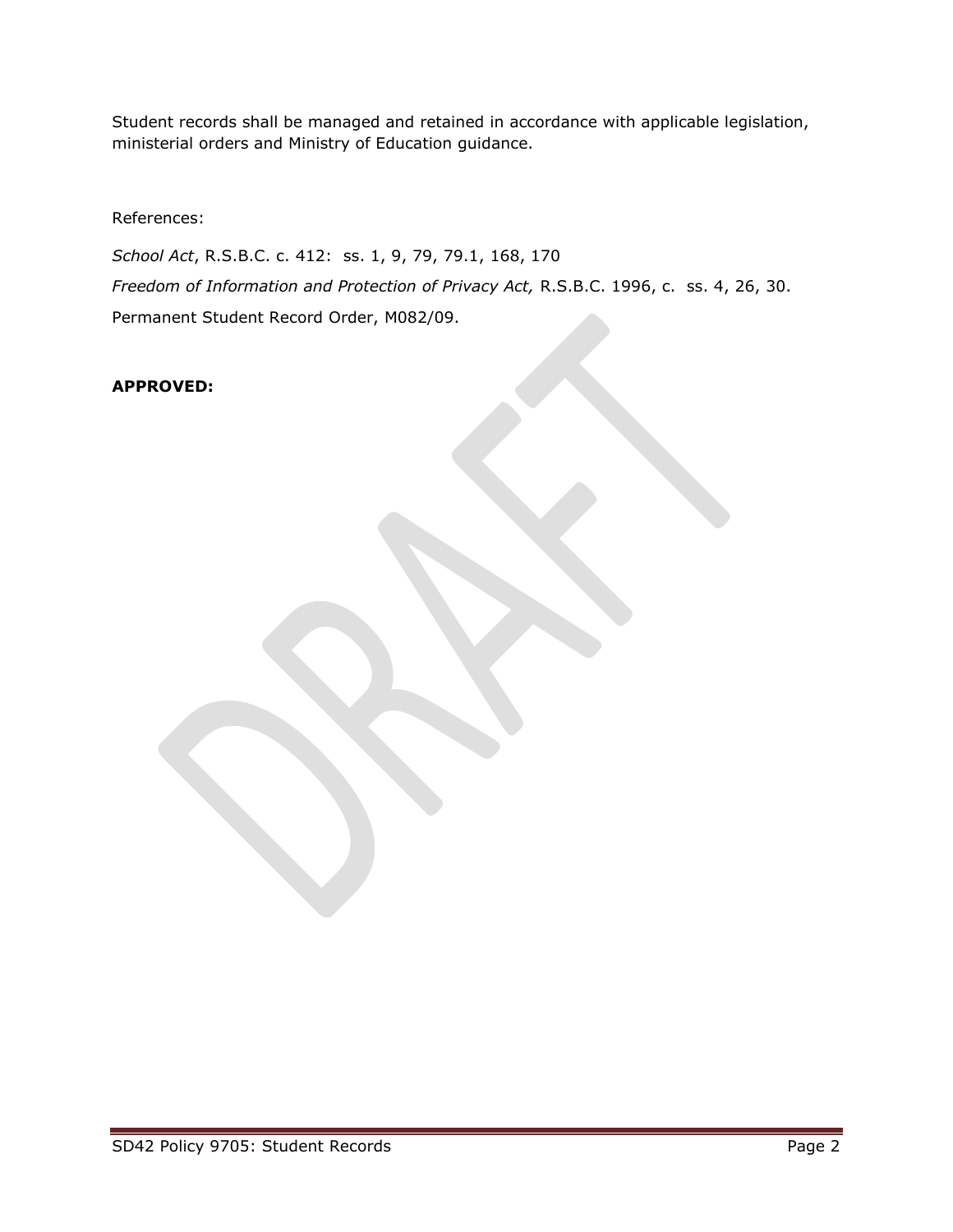Student records shall be managed and retained in accordance with applicable legislation, ministerial orders and Ministry of Education guidance.

References:

*School Act*, R.S.B.C. c. 412: ss. 1, 9, 79, 79.1, 168, 170

*Freedom of Information and Protection of Privacy Act,* R.S.B.C. 1996, c. ss. 4, 26, 30.

Permanent Student Record Order, M082/09.

**APPROVED:**